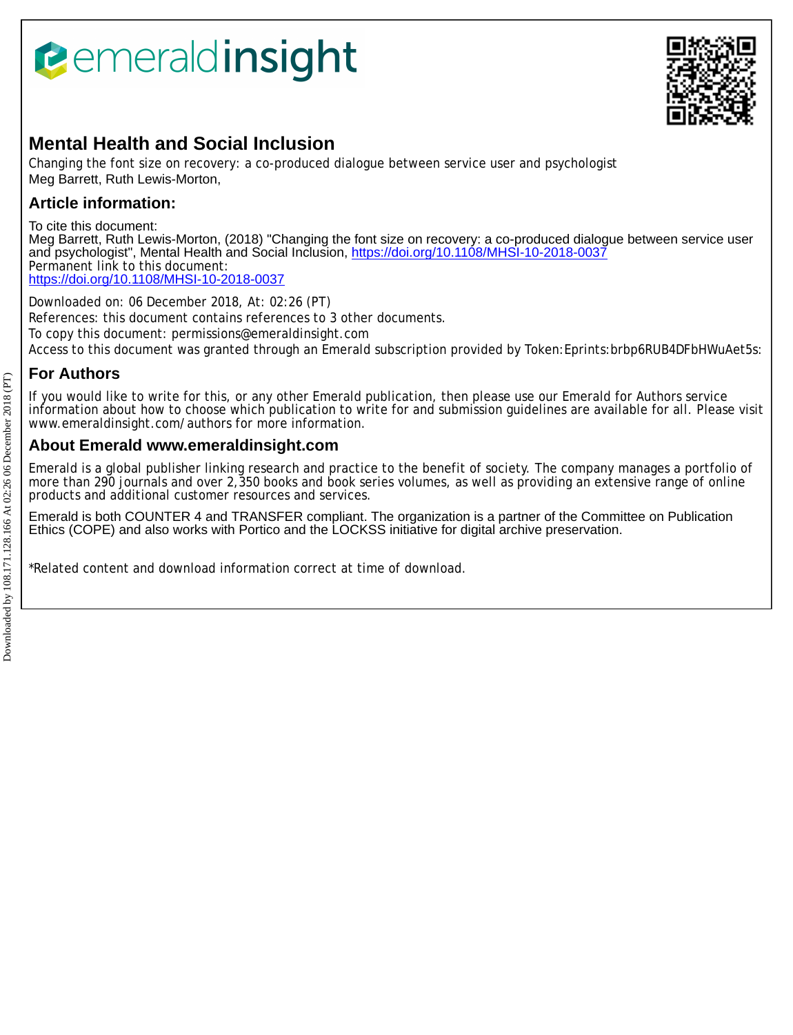# Mental Health and Social Inclusion

Changing the font size on recovery: a co-produced dialogue between service user and psychologist

Meg Barrett, Ruth Lewis-Morton,

## Article information:

To cite this document:

Meg Barrett, Ruth Lewis-Morton, (2018) "Changing the font size on recovery: a co-produced dialogue between service user and psychologist", Mental Health and Social Inclusion, https://doi.org/10.1108/MHSI-10-2018-0037

Permanent link to this document:

https://doi.org/10.1108/MHSI-10-2018-0037

Downloaded on: 06 December 2018, At: 02:26 (PT)

References: this document contains references to 3 other documents.

To copy this document: permissions@emeraldinsight.com

Access to this document was granted through an Emerald subscription provided by Token:Eprints:brbp6RUB4DFbHWuAet5s:

## For Authors

If you would like to write for this, or any other Emerald publication, then please use our Emerald for Authors service information about how to choose which publication to write for and submission guidelines are available for all. Please visit www.emeraldinsight.com/authors for more information.

## About Emerald www.emeraldinsight.com

Emerald is a global publisher linking research and practice to the benefit of society. The company manages a portfolio of more than 290 journals and over 2,350 books and book series volumes, as well as providing an extensive range of online products and additional customer resources and services.

Emerald is both COUNTER 4 and TRANSFER compliant. The organization is a partner of the Committee on Publication Ethics (COPE) and also works with Portico and the LOCKSS initiative for digital archive preservation.

*Related content and download information correct at time of download.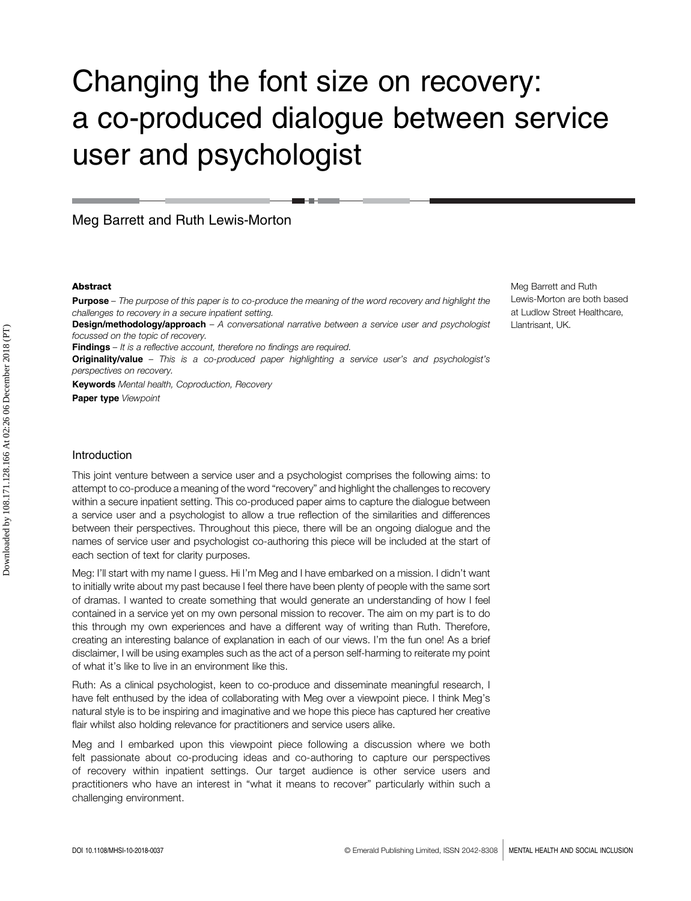# Changing the font size on recovery: a co-produced dialogue between service user and psychologist

Meg Barrett and Ruth Lewis-Morton

Meg Barrett and Ruth Lewis-Morton are both based at Ludlow Street Healthcare, Llantrisant, UK.

**Abstract**

**Purpose** – *The purpose of this paper is to co-produce the meaning of the word recovery and highlight the challenges to recovery in a secure inpatient setting.*

**Design/methodology/approach** – *A conversational narrative between a service user and psychologist focussed on the topic of recovery.*

**Findings** – *It is a reflective account, therefore no findings are required.*

**Originality/value** – *This is a co-produced paper highlighting a service user's and psychologist's perspectives on recovery.*

**Keywords** *Mental health, Coproduction, Recovery*

**Paper type** *Viewpoint*

## Introduction

This joint venture between a service user and a psychologist comprises the following aims: to attempt to co-produce a meaning of the word "recovery" and highlight the challenges to recovery within a secure inpatient setting. This co-produced paper aims to capture the dialogue between a service user and a psychologist to allow a true reflection of the similarities and differences between their perspectives. Throughout this piece, there will be an ongoing dialogue and the names of service user and psychologist co-authoring this piece will be included at the start of each section of text for clarity purposes.

Meg: I'll start with my name I guess. Hi I'm Meg and I have embarked on a mission. I didn't want to initially write about my past because I feel there have been plenty of people with the same sort of dramas. I wanted to create something that would generate an understanding of how I feel contained in a service yet on my own personal mission to recover. The aim on my part is to do this through my own experiences and have a different way of writing than Ruth. Therefore, creating an interesting balance of explanation in each of our views. I'm the fun one! As a brief disclaimer, I will be using examples such as the act of a person self-harming to reiterate my point of what it's like to live in an environment like this.

Ruth: As a clinical psychologist, keen to co-produce and disseminate meaningful research, I have felt enthused by the idea of collaborating with Meg over a viewpoint piece. I think Meg's natural style is to be inspiring and imaginative and we hope this piece has captured her creative flair whilst also holding relevance for practitioners and service users alike.

Meg and I embarked upon this viewpoint piece following a discussion where we both felt passionate about co-producing ideas and co-authoring to capture our perspectives of recovery within inpatient settings. Our target audience is other service users and practitioners who have an interest in "what it means to recover" particularly within such a challenging environment.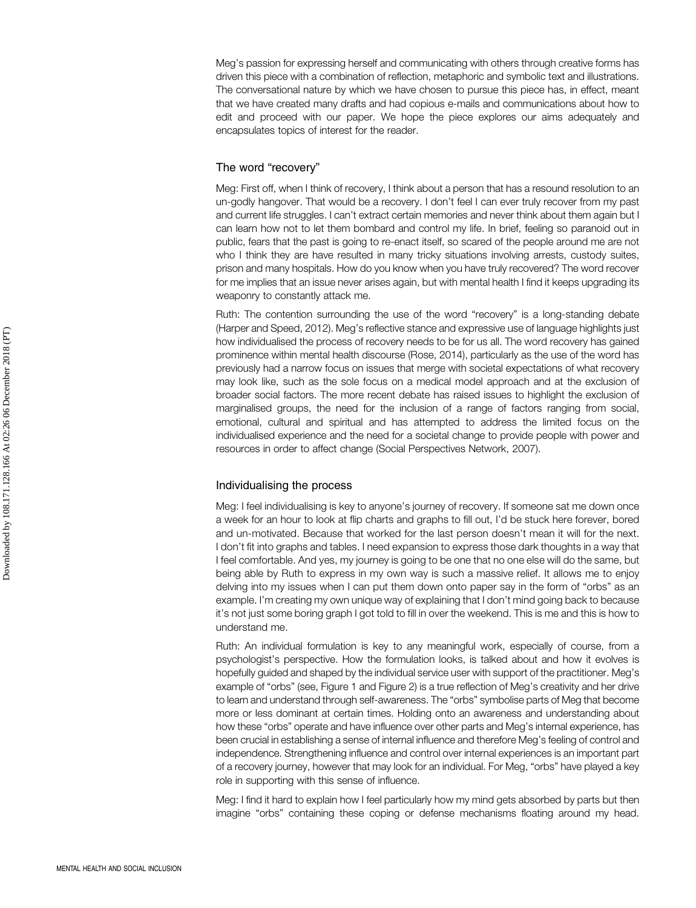Meg's passion for expressing herself and communicating with others through creative forms has driven this piece with a combination of reflection, metaphoric and symbolic text and illustrations. The conversational nature by which we have chosen to pursue this piece has, in effect, meant that we have created many drafts and had copious e-mails and communications about how to edit and proceed with our paper. We hope the piece explores our aims adequately and encapsulates topics of interest for the reader.

## The word "recovery"

Meg: First off, when I think of recovery, I think about a person that has a resound resolution to an un-godly hangover. That would be a recovery. I don't feel I can ever truly recover from my past and current life struggles. I can't extract certain memories and never think about them again but I can learn how not to let them bombard and control my life. In brief, feeling so paranoid out in public, fears that the past is going to re-enact itself, so scared of the people around me are not who I think they are have resulted in many tricky situations involving arrests, custody suites, prison and many hospitals. How do you know when you have truly recovered? The word recover for me implies that an issue never arises again, but with mental health I find it keeps upgrading its weaponry to constantly attack me.

Ruth: The contention surrounding the use of the word "recovery" is a long-standing debate (Harper and Speed, 2012). Meg's reflective stance and expressive use of language highlights just how individualised the process of recovery needs to be for us all. The word recovery has gained prominence within mental health discourse (Rose, 2014), particularly as the use of the word has previously had a narrow focus on issues that merge with societal expectations of what recovery may look like, such as the sole focus on a medical model approach and at the exclusion of broader social factors. The more recent debate has raised issues to highlight the exclusion of marginalised groups, the need for the inclusion of a range of factors ranging from social, emotional, cultural and spiritual and has attempted to address the limited focus on the individualised experience and the need for a societal change to provide people with power and resources in order to affect change (Social Perspectives Network, 2007).

## Individualising the process

Meg: I feel individualising is key to anyone's journey of recovery. If someone sat me down once a week for an hour to look at flip charts and graphs to fill out, I'd be stuck here forever, bored and un-motivated. Because that worked for the last person doesn't mean it will for the next. I don't fit into graphs and tables. I need expansion to express those dark thoughts in a way that I feel comfortable. And yes, my journey is going to be one that no one else will do the same, but being able by Ruth to express in my own way is such a massive relief. It allows me to enjoy delving into my issues when I can put them down onto paper say in the form of "orbs" as an example. I'm creating my own unique way of explaining that I don't mind going back to because it's not just some boring graph I got told to fill in over the weekend. This is me and this is how to understand me.

Ruth: An individual formulation is key to any meaningful work, especially of course, from a psychologist's perspective. How the formulation looks, is talked about and how it evolves is hopefully guided and shaped by the individual service user with support of the practitioner. Meg's example of "orbs" (see, Figure 1 and Figure 2) is a true reflection of Meg's creativity and her drive to learn and understand through self-awareness. The "orbs" symbolise parts of Meg that become more or less dominant at certain times. Holding onto an awareness and understanding about how these "orbs" operate and have influence over other parts and Meg's internal experience, has been crucial in establishing a sense of internal influence and therefore Meg's feeling of control and independence. Strengthening influence and control over internal experiences is an important part of a recovery journey, however that may look for an individual. For Meg, "orbs" have played a key role in supporting with this sense of influence.

Meg: I find it hard to explain how I feel particularly how my mind gets absorbed by parts but then imagine "orbs" containing these coping or defense mechanisms floating around my head.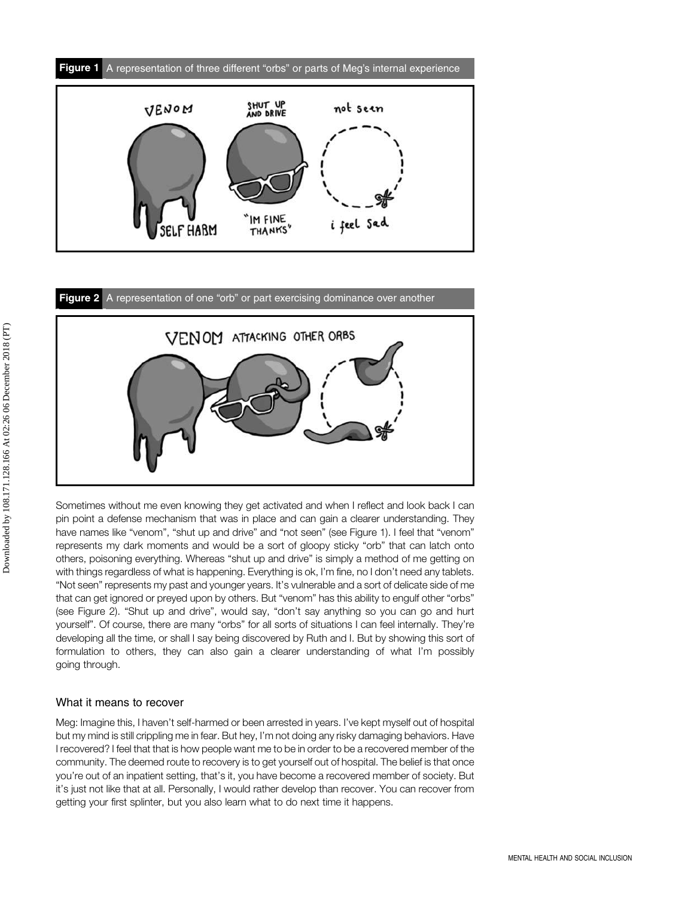**Figure 1** A representation of three different "orbs" or parts of Meg's internal experience

**Figure 2** A representation of one "orb" or part exercising dominance over another

Sometimes without me even knowing they get activated and when I reflect and look back I can pin point a defense mechanism that was in place and can gain a clearer understanding. They have names like "venom", "shut up and drive" and "not seen" (see Figure 1). I feel that "venom" represents my dark moments and would be a sort of gloopy sticky "orb" that can latch onto others, poisoning everything. Whereas "shut up and drive" is simply a method of me getting on with things regardless of what is happening. Everything is ok, I'm fine, no I don't need any tablets. "Not seen" represents my past and younger years. It's vulnerable and a sort of delicate side of me that can get ignored or preyed upon by others. But "venom" has this ability to engulf other "orbs" (see Figure 2). "Shut up and drive", would say, "don't say anything so you can go and hurt yourself". Of course, there are many "orbs" for all sorts of situations I can feel internally. They're developing all the time, or shall I say being discovered by Ruth and I. But by showing this sort of formulation to others, they can also gain a clearer understanding of what I'm possibly going through.

## What it means to recover

Meg: Imagine this, I haven't self-harmed or been arrested in years. I've kept myself out of hospital but my mind is still crippling me in fear. But hey, I'm not doing any risky damaging behaviors. Have I recovered? I feel that that is how people want me to be in order to be a recovered member of the community. The deemed route to recovery is to get yourself out of hospital. The belief is that once you're out of an inpatient setting, that's it, you have become a recovered member of society. But it's just not like that at all. Personally, I would rather develop than recover. You can recover from getting your first splinter, but you also learn what to do next time it happens.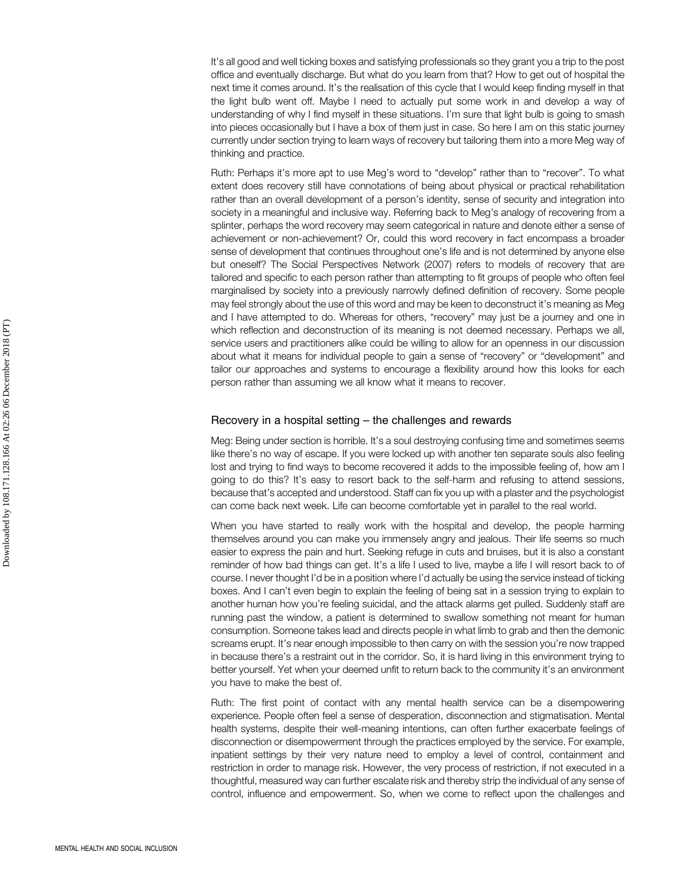It's all good and well ticking boxes and satisfying professionals so they grant you a trip to the post office and eventually discharge. But what do you learn from that? How to get out of hospital the next time it comes around. It's the realisation of this cycle that I would keep finding myself in that the light bulb went off. Maybe I need to actually put some work in and develop a way of understanding of why I find myself in these situations. I'm sure that light bulb is going to smash into pieces occasionally but I have a box of them just in case. So here I am on this static journey currently under section trying to learn ways of recovery but tailoring them into a more Meg way of thinking and practice.

Ruth: Perhaps it's more apt to use Meg's word to "develop" rather than to "recover". To what extent does recovery still have connotations of being about physical or practical rehabilitation rather than an overall development of a person's identity, sense of security and integration into society in a meaningful and inclusive way. Referring back to Meg's analogy of recovering from a splinter, perhaps the word recovery may seem categorical in nature and denote either a sense of achievement or non-achievement? Or, could this word recovery in fact encompass a broader sense of development that continues throughout one's life and is not determined by anyone else but oneself? The Social Perspectives Network (2007) refers to models of recovery that are tailored and specific to each person rather than attempting to fit groups of people who often feel marginalised by society into a previously narrowly defined definition of recovery. Some people may feel strongly about the use of this word and may be keen to deconstruct it's meaning as Meg and I have attempted to do. Whereas for others, "recovery" may just be a journey and one in which reflection and deconstruction of its meaning is not deemed necessary. Perhaps we all, service users and practitioners alike could be willing to allow for an openness in our discussion about what it means for individual people to gain a sense of "recovery" or "development" and tailor our approaches and systems to encourage a flexibility around how this looks for each person rather than assuming we all know what it means to recover.

## Recovery in a hospital setting – the challenges and rewards

Meg: Being under section is horrible. It's a soul destroying confusing time and sometimes seems like there's no way of escape. If you were locked up with another ten separate souls also feeling lost and trying to find ways to become recovered it adds to the impossible feeling of, how am I going to do this? It's easy to resort back to the self-harm and refusing to attend sessions, because that's accepted and understood. Staff can fix you up with a plaster and the psychologist can come back next week. Life can become comfortable yet in parallel to the real world.

When you have started to really work with the hospital and develop, the people harming themselves around you can make you immensely angry and jealous. Their life seems so much easier to express the pain and hurt. Seeking refuge in cuts and bruises, but it is also a constant reminder of how bad things can get. It's a life I used to live, maybe a life I will resort back to of course. I never thought I'd be in a position where I'd actually be using the service instead of ticking boxes. And I can't even begin to explain the feeling of being sat in a session trying to explain to another human how you're feeling suicidal, and the attack alarms get pulled. Suddenly staff are running past the window, a patient is determined to swallow something not meant for human consumption. Someone takes lead and directs people in what limb to grab and then the demonic screams erupt. It's near enough impossible to then carry on with the session you're now trapped in because there's a restraint out in the corridor. So, it is hard living in this environment trying to better yourself. Yet when your deemed unfit to return back to the community it's an environment you have to make the best of.

Ruth: The first point of contact with any mental health service can be a disempowering experience. People often feel a sense of desperation, disconnection and stigmatisation. Mental health systems, despite their well-meaning intentions, can often further exacerbate feelings of disconnection or disempowerment through the practices employed by the service. For example, inpatient settings by their very nature need to employ a level of control, containment and restriction in order to manage risk. However, the very process of restriction, if not executed in a thoughtful, measured way can further escalate risk and thereby strip the individual of any sense of control, influence and empowerment. So, when we come to reflect upon the challenges and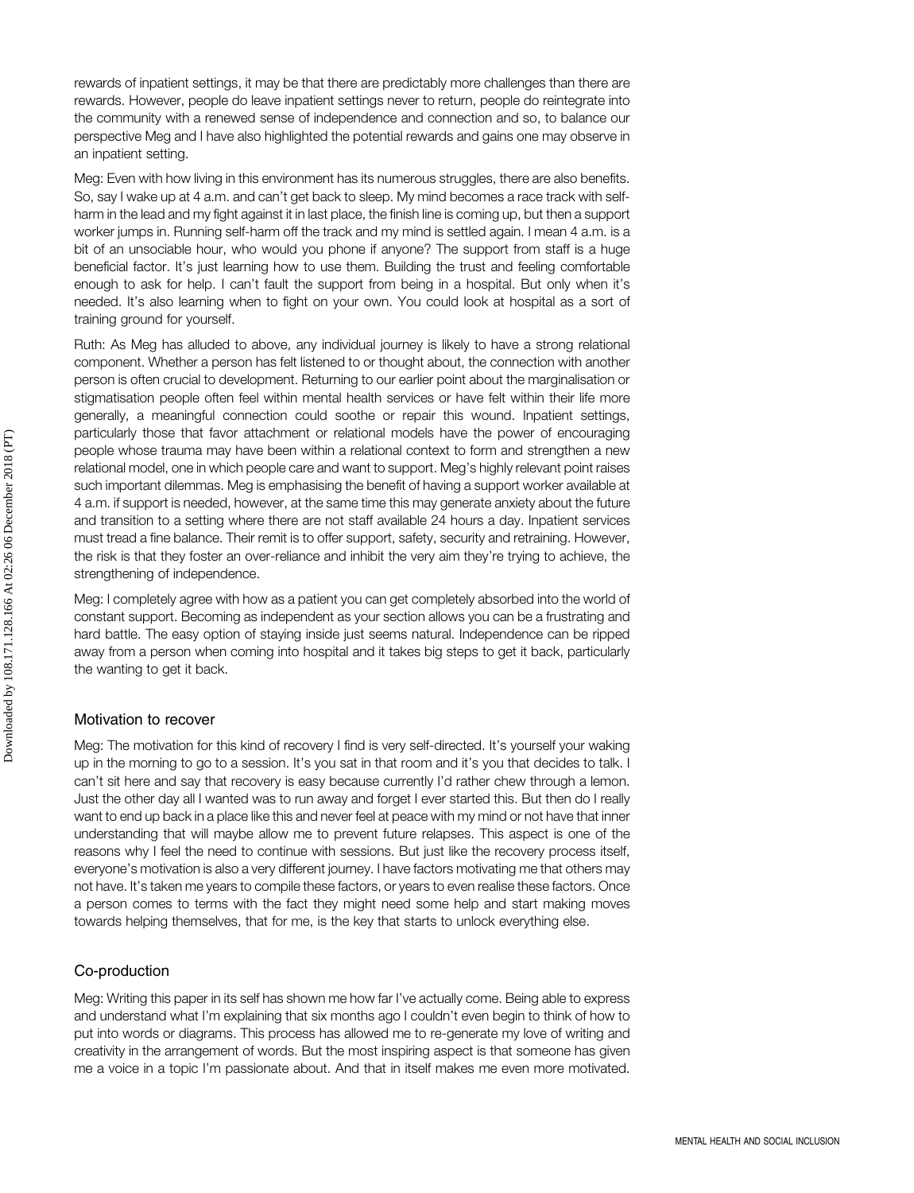rewards of inpatient settings, it may be that there are predictably more challenges than there are rewards. However, people do leave inpatient settings never to return, people do reintegrate into the community with a renewed sense of independence and connection and so, to balance our perspective Meg and I have also highlighted the potential rewards and gains one may observe in an inpatient setting.

Meg: Even with how living in this environment has its numerous struggles, there are also benefits. So, say I wake up at 4 a.m. and can't get back to sleep. My mind becomes a race track with self-harm in the lead and my fight against it in last place, the finish line is coming up, but then a support worker jumps in. Running self-harm off the track and my mind is settled again. I mean 4 a.m. is a bit of an unsociable hour, who would you phone if anyone? The support from staff is a huge beneficial factor. It's just learning how to use them. Building the trust and feeling comfortable enough to ask for help. I can't fault the support from being in a hospital. But only when it's needed. It's also learning when to fight on your own. You could look at hospital as a sort of training ground for yourself.

Ruth: As Meg has alluded to above, any individual journey is likely to have a strong relational component. Whether a person has felt listened to or thought about, the connection with another person is often crucial to development. Returning to our earlier point about the marginalisation or stigmatisation people often feel within mental health services or have felt within their life more generally, a meaningful connection could soothe or repair this wound. Inpatient settings, particularly those that favor attachment or relational models have the power of encouraging people whose trauma may have been within a relational context to form and strengthen a new relational model, one in which people care and want to support. Meg's highly relevant point raises such important dilemmas. Meg is emphasising the benefit of having a support worker available at 4 a.m. if support is needed, however, at the same time this may generate anxiety about the future and transition to a setting where there are not staff available 24 hours a day. Inpatient services must tread a fine balance. Their remit is to offer support, safety, security and retraining. However, the risk is that they foster an over-reliance and inhibit the very aim they're trying to achieve, the strengthening of independence.

Meg: I completely agree with how as a patient you can get completely absorbed into the world of constant support. Becoming as independent as your section allows you can be a frustrating and hard battle. The easy option of staying inside just seems natural. Independence can be ripped away from a person when coming into hospital and it takes big steps to get it back, particularly the wanting to get it back.

## Motivation to recover

Meg: The motivation for this kind of recovery I find is very self-directed. It's yourself your waking up in the morning to go to a session. It's you sat in that room and it's you that decides to talk. I can't sit here and say that recovery is easy because currently I'd rather chew through a lemon. Just the other day all I wanted was to run away and forget I ever started this. But then do I really want to end up back in a place like this and never feel at peace with my mind or not have that inner understanding that will maybe allow me to prevent future relapses. This aspect is one of the reasons why I feel the need to continue with sessions. But just like the recovery process itself, everyone's motivation is also a very different journey. I have factors motivating me that others may not have. It's taken me years to compile these factors, or years to even realise these factors. Once a person comes to terms with the fact they might need some help and start making moves towards helping themselves, that for me, is the key that starts to unlock everything else.

## Co-production

Meg: Writing this paper in its self has shown me how far I've actually come. Being able to express and understand what I'm explaining that six months ago I couldn't even begin to think of how to put into words or diagrams. This process has allowed me to re-generate my love of writing and creativity in the arrangement of words. But the most inspiring aspect is that someone has given me a voice in a topic I'm passionate about. And that in itself makes me even more motivated.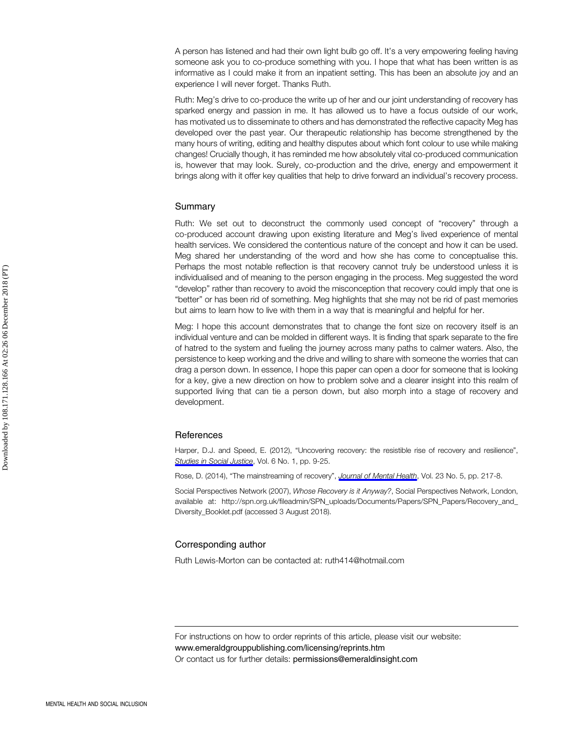A person has listened and had their own light bulb go off. It's a very empowering feeling having someone ask you to co-produce something with you. I hope that what has been written is as informative as I could make it from an inpatient setting. This has been an absolute joy and an experience I will never forget. Thanks Ruth.

Ruth: Meg's drive to co-produce the write up of her and our joint understanding of recovery has sparked energy and passion in me. It has allowed us to have a focus outside of our work, has motivated us to disseminate to others and has demonstrated the reflective capacity Meg has developed over the past year. Our therapeutic relationship has become strengthened by the many hours of writing, editing and healthy disputes about which font colour to use while making changes! Crucially though, it has reminded me how absolutely vital co-produced communication is, however that may look. Surely, co-production and the drive, energy and empowerment it brings along with it offer key qualities that help to drive forward an individual's recovery process.

## Summary

Ruth: We set out to deconstruct the commonly used concept of "recovery" through a co-produced account drawing upon existing literature and Meg's lived experience of mental health services. We considered the contentious nature of the concept and how it can be used. Meg shared her understanding of the word and how she has come to conceptualise this. Perhaps the most notable reflection is that recovery cannot truly be understood unless it is individualised and of meaning to the person engaging in the process. Meg suggested the word "develop" rather than recovery to avoid the misconception that recovery could imply that one is "better" or has been rid of something. Meg highlights that she may not be rid of past memories but aims to learn how to live with them in a way that is meaningful and helpful for her.

Meg: I hope this account demonstrates that to change the font size on recovery itself is an individual venture and can be molded in different ways. It is finding that spark separate to the fire of hatred to the system and fueling the journey across many paths to calmer waters. Also, the persistence to keep working and the drive and willing to share with someone the worries that can drag a person down. In essence, I hope this paper can open a door for someone that is looking for a key, give a new direction on how to problem solve and a clearer insight into this realm of supported living that can tie a person down, but also morph into a stage of recovery and development.

## References

Harper, D.J. and Speed, E. (2012), "Uncovering recovery: the resistible rise of recovery and resilience", *Studies in Social Justice*, Vol. 6 No. 1, pp. 9-25.

Rose, D. (2014), "The mainstreaming of recovery", *Journal of Mental Health*, Vol. 23 No. 5, pp. 217-8.

Social Perspectives Network (2007), *Whose Recovery is it Anyway?*, Social Perspectives Network, London, available at: http://spn.org.uk/fileadmin/SPN_uploads/Documents/Papers/SPN_Papers/Recovery_and_Diversity_Booklet.pdf (accessed 3 August 2018).

## Corresponding author

Ruth Lewis-Morton can be contacted at: ruth414@hotmail.com

For instructions on how to order reprints of this article, please visit our website:
www.emeraldgrouppublishing.com/licensing/reprints.htm
Or contact us for further details: permissions@emeraldinsight.com